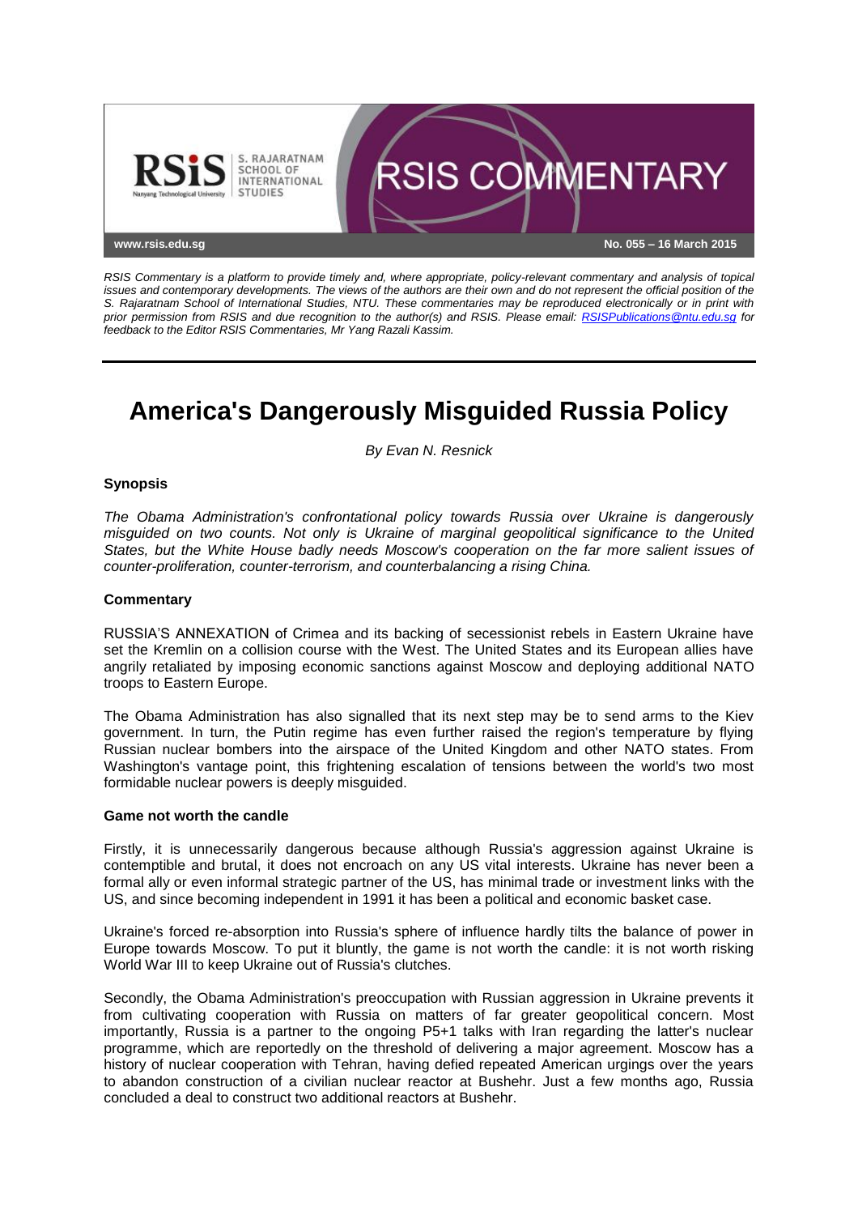www.rsis.edu.sg

No. 055 – 16 March 2015

*RSIS Commentary is a platform to provide timely and, where appropriate, policy-relevant commentary and analysis of topical issues and contemporary developments. The views of the authors are their own and do not represent the official position of the S. Rajaratnam School of International Studies, NTU. These commentaries may be reproduced electronically or in print with prior permission from RSIS and due recognition to the author(s) and RSIS. Please email: RSISPublications@ntu.edu.sg for feedback to the Editor RSIS Commentaries, Mr Yang Razali Kassim.*

# America's Dangerously Misguided Russia Policy

*By Evan N. Resnick*

### Synopsis

*The Obama Administration's confrontational policy towards Russia over Ukraine is dangerously misguided on two counts. Not only is Ukraine of marginal geopolitical significance to the United States, but the White House badly needs Moscow's cooperation on the far more salient issues of counter-proliferation, counter-terrorism, and counterbalancing a rising China.*

### Commentary

RUSSIA'S ANNEXATION of Crimea and its backing of secessionist rebels in Eastern Ukraine have set the Kremlin on a collision course with the West. The United States and its European allies have angrily retaliated by imposing economic sanctions against Moscow and deploying additional NATO troops to Eastern Europe.

The Obama Administration has also signalled that its next step may be to send arms to the Kiev government. In turn, the Putin regime has even further raised the region's temperature by flying Russian nuclear bombers into the airspace of the United Kingdom and other NATO states. From Washington's vantage point, this frightening escalation of tensions between the world's two most formidable nuclear powers is deeply misguided.

### Game not worth the candle

Firstly, it is unnecessarily dangerous because although Russia's aggression against Ukraine is contemptible and brutal, it does not encroach on any US vital interests. Ukraine has never been a formal ally or even informal strategic partner of the US, has minimal trade or investment links with the US, and since becoming independent in 1991 it has been a political and economic basket case.

Ukraine's forced re-absorption into Russia's sphere of influence hardly tilts the balance of power in Europe towards Moscow. To put it bluntly, the game is not worth the candle: it is not worth risking World War III to keep Ukraine out of Russia's clutches.

Secondly, the Obama Administration's preoccupation with Russian aggression in Ukraine prevents it from cultivating cooperation with Russia on matters of far greater geopolitical concern. Most importantly, Russia is a partner to the ongoing P5+1 talks with Iran regarding the latter's nuclear programme, which are reportedly on the threshold of delivering a major agreement. Moscow has a history of nuclear cooperation with Tehran, having defied repeated American urgings over the years to abandon construction of a civilian nuclear reactor at Bushehr. Just a few months ago, Russia concluded a deal to construct two additional reactors at Bushehr.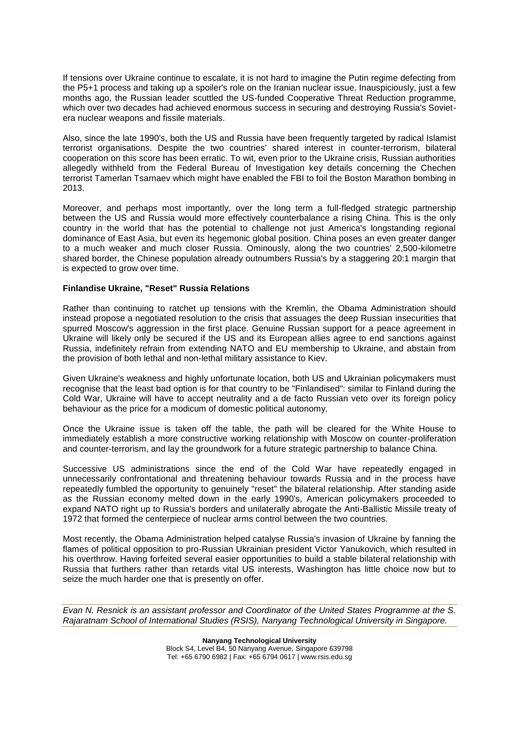If tensions over Ukraine continue to escalate, it is not hard to imagine the Putin regime defecting from the P5+1 process and taking up a spoiler's role on the Iranian nuclear issue. Inauspiciously, just a few months ago, the Russian leader scuttled the US-funded Cooperative Threat Reduction programme, which over two decades had achieved enormous success in securing and destroying Russia's Soviet-era nuclear weapons and fissile materials.

Also, since the late 1990's, both the US and Russia have been frequently targeted by radical Islamist terrorist organisations. Despite the two countries' shared interest in counter-terrorism, bilateral cooperation on this score has been erratic. To wit, even prior to the Ukraine crisis, Russian authorities allegedly withheld from the Federal Bureau of Investigation key details concerning the Chechen terrorist Tamerlan Tsarnaev which might have enabled the FBI to foil the Boston Marathon bombing in 2013.

Moreover, and perhaps most importantly, over the long term a full-fledged strategic partnership between the US and Russia would more effectively counterbalance a rising China. This is the only country in the world that has the potential to challenge not just America's longstanding regional dominance of East Asia, but even its hegemonic global position. China poses an even greater danger to a much weaker and much closer Russia. Ominously, along the two countries' 2,500-kilometre shared border, the Chinese population already outnumbers Russia's by a staggering 20:1 margin that is expected to grow over time.

**Finlandise Ukraine, "Reset" Russia Relations**

Rather than continuing to ratchet up tensions with the Kremlin, the Obama Administration should instead propose a negotiated resolution to the crisis that assuages the deep Russian insecurities that spurred Moscow's aggression in the first place. Genuine Russian support for a peace agreement in Ukraine will likely only be secured if the US and its European allies agree to end sanctions against Russia, indefinitely refrain from extending NATO and EU membership to Ukraine, and abstain from the provision of both lethal and non-lethal military assistance to Kiev.

Given Ukraine's weakness and highly unfortunate location, both US and Ukrainian policymakers must recognise that the least bad option is for that country to be "Finlandised": similar to Finland during the Cold War, Ukraine will have to accept neutrality and a de facto Russian veto over its foreign policy behaviour as the price for a modicum of domestic political autonomy.

Once the Ukraine issue is taken off the table, the path will be cleared for the White House to immediately establish a more constructive working relationship with Moscow on counter-proliferation and counter-terrorism, and lay the groundwork for a future strategic partnership to balance China.

Successive US administrations since the end of the Cold War have repeatedly engaged in unnecessarily confrontational and threatening behaviour towards Russia and in the process have repeatedly fumbled the opportunity to genuinely "reset" the bilateral relationship. After standing aside as the Russian economy melted down in the early 1990's, American policymakers proceeded to expand NATO right up to Russia's borders and unilaterally abrogate the Anti-Ballistic Missile treaty of 1972 that formed the centerpiece of nuclear arms control between the two countries.

Most recently, the Obama Administration helped catalyse Russia's invasion of Ukraine by fanning the flames of political opposition to pro-Russian Ukrainian president Victor Yanukovich, which resulted in his overthrow. Having forfeited several easier opportunities to build a stable bilateral relationship with Russia that furthers rather than retards vital US interests, Washington has little choice now but to seize the much harder one that is presently on offer.

*Evan N. Resnick is an assistant professor and Coordinator of the United States Programme at the S. Rajaratnam School of International Studies (RSIS), Nanyang Technological University in Singapore.*

**Nanyang Technological University**
Block S4, Level B4, 50 Nanyang Avenue, Singapore 639798
Tel: +65 6790 6982 | Fax: +65 6794 0617 | www.rsis.edu.sg